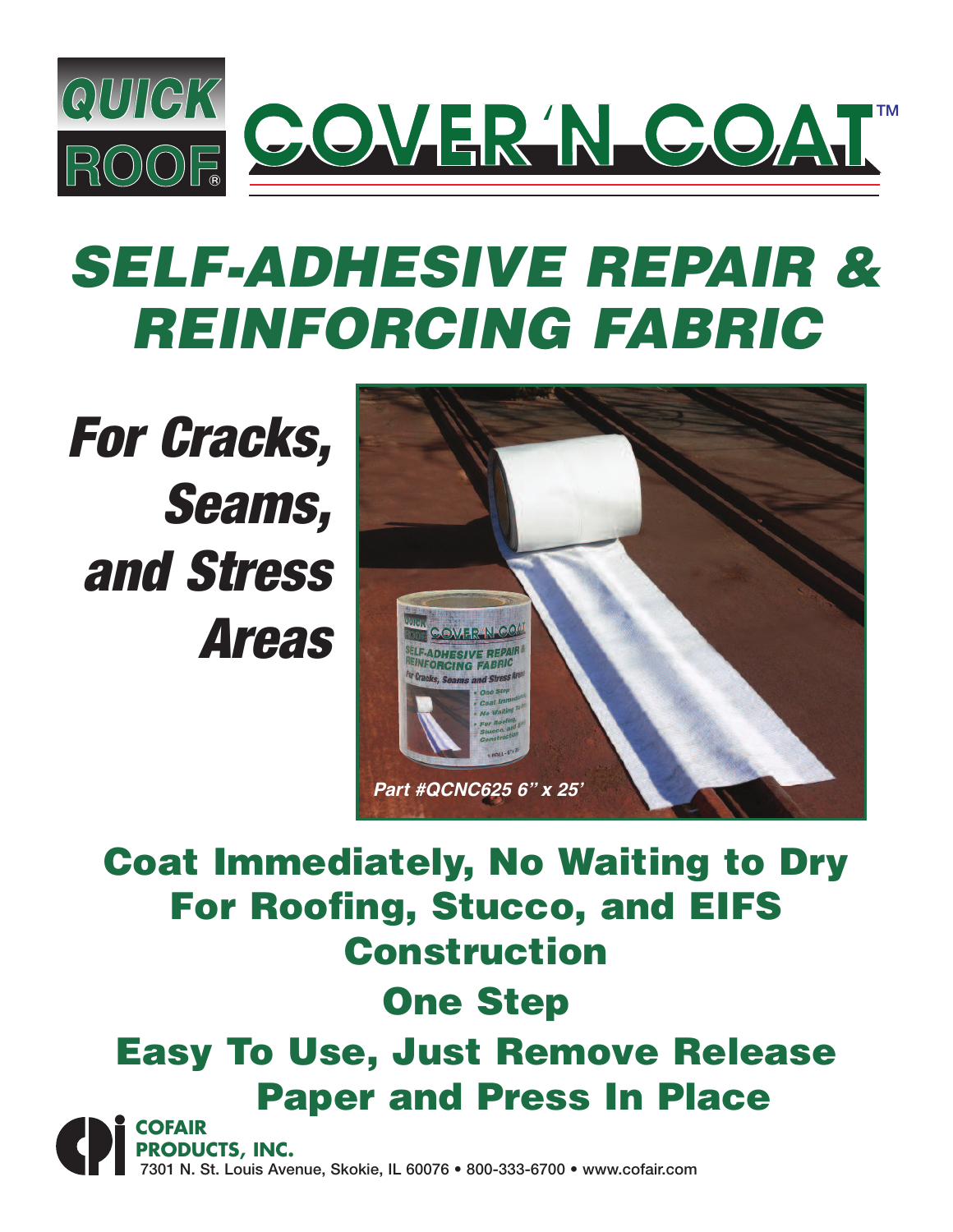# QUICK ROOF® COVER'N COAT™

# SELF-ADHESIVE REPAIR & REINFORCING FABRIC

## *For Cracks, Seams, and Stress Areas*

*Part #QCNC625 6" x 25'*

## Coat Immediately, No Waiting to Dry

## For Roofing, Stucco, and EIFS Construction

## One Step

## Easy To Use, Just Remove Release Paper and Press In Place

**COFAIR PRODUCTS, INC.**
7301 N. St. Louis Avenue, Skokie, IL 60076 • 800-333-6700 • www.cofair.com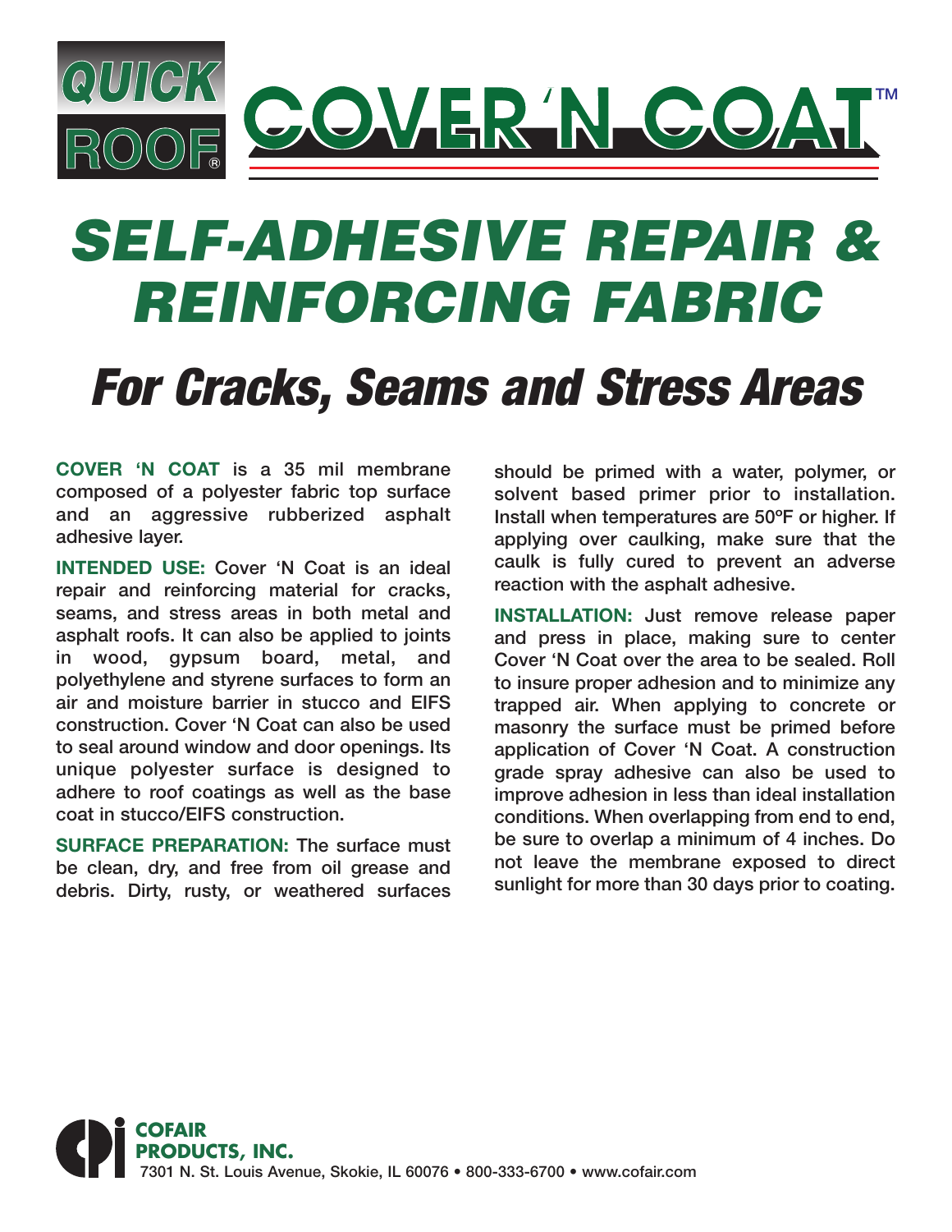# QUICK ROOF® COVER 'N COAT™

# SELF-ADHESIVE REPAIR & REINFORCING FABRIC

## For Cracks, Seams and Stress Areas

**COVER 'N COAT** is a 35 mil membrane composed of a polyester fabric top surface and an aggressive rubberized asphalt adhesive layer.

**INTENDED USE:** Cover 'N Coat is an ideal repair and reinforcing material for cracks, seams, and stress areas in both metal and asphalt roofs. It can also be applied to joints in wood, gypsum board, metal, and polyethylene and styrene surfaces to form an air and moisture barrier in stucco and EIFS construction. Cover 'N Coat can also be used to seal around window and door openings. Its unique polyester surface is designed to adhere to roof coatings as well as the base coat in stucco/EIFS construction.

**SURFACE PREPARATION:** The surface must be clean, dry, and free from oil grease and debris. Dirty, rusty, or weathered surfaces should be primed with a water, polymer, or solvent based primer prior to installation. Install when temperatures are 50ºF or higher. If applying over caulking, make sure that the caulk is fully cured to prevent an adverse reaction with the asphalt adhesive.

**INSTALLATION:** Just remove release paper and press in place, making sure to center Cover 'N Coat over the area to be sealed. Roll to insure proper adhesion and to minimize any trapped air. When applying to concrete or masonry the surface must be primed before application of Cover 'N Coat. A construction grade spray adhesive can also be used to improve adhesion in less than ideal installation conditions. When overlapping from end to end, be sure to overlap a minimum of 4 inches. Do not leave the membrane exposed to direct sunlight for more than 30 days prior to coating.

**COFAIR PRODUCTS, INC.**
7301 N. St. Louis Avenue, Skokie, IL 60076 • 800-333-6700 • www.cofair.com